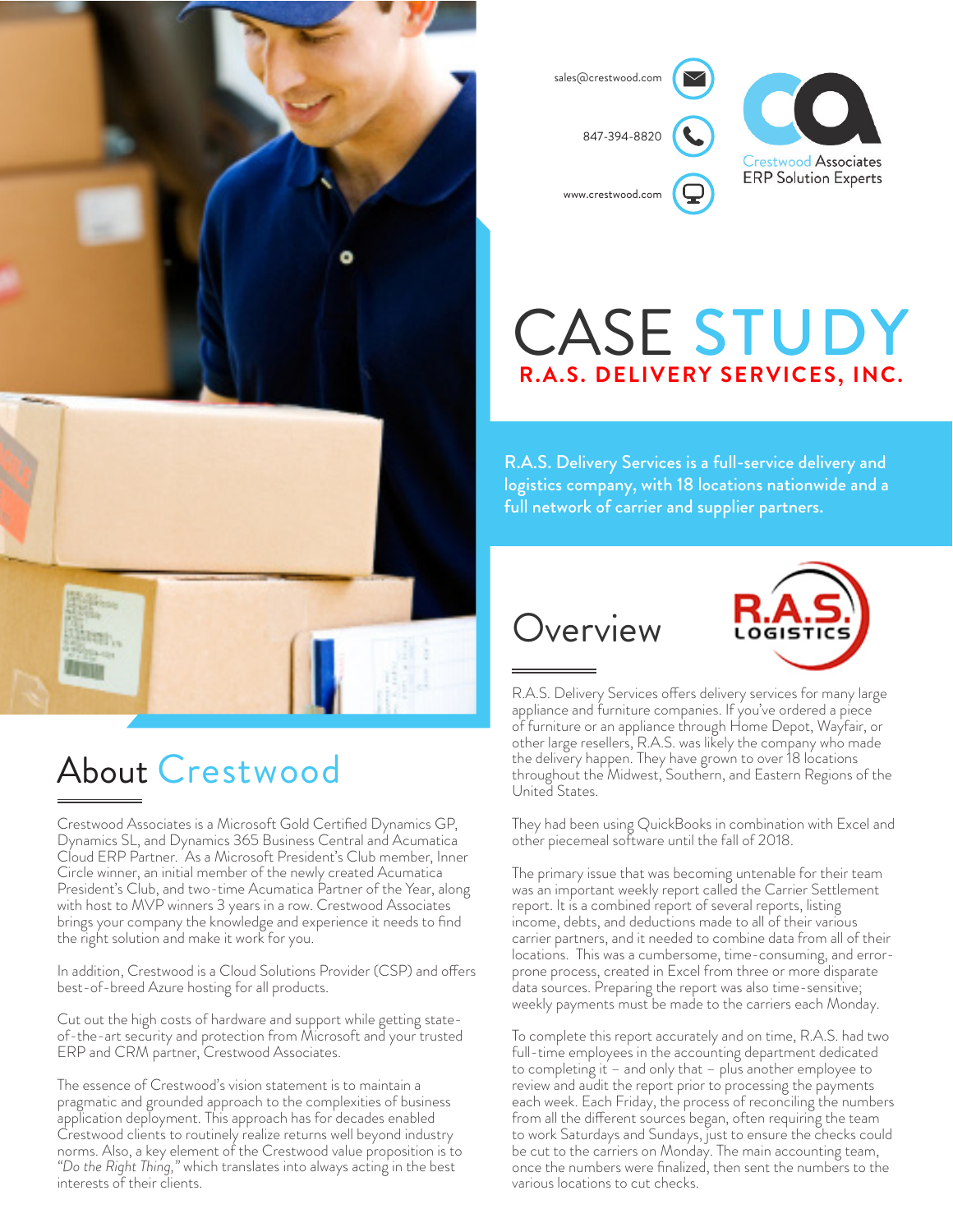sales@crestwood.com

847-394-8820

www.crestwood.com

Crestwood Associates
ERP Solution Experts

# CASE STUDY

## R.A.S. DELIVERY SERVICES, INC.

R.A.S. Delivery Services is a full-service delivery and logistics company, with 18 locations nationwide and a full network of carrier and supplier partners.

## Overview

R.A.S. Delivery Services offers delivery services for many large appliance and furniture companies. If you've ordered a piece of furniture or an appliance through Home Depot, Wayfair, or other large resellers, R.A.S. was likely the company who made the delivery happen. They have grown to over 18 locations throughout the Midwest, Southern, and Eastern Regions of the United States.

They had been using QuickBooks in combination with Excel and other piecemeal software until the fall of 2018.

The primary issue that was becoming untenable for their team was an important weekly report called the Carrier Settlement report. It is a combined report of several reports, listing income, debts, and deductions made to all of their various carrier partners, and it needed to combine data from all of their locations. This was a cumbersome, time-consuming, and error-prone process, created in Excel from three or more disparate data sources. Preparing the report was also time-sensitive; weekly payments must be made to the carriers each Monday.

To complete this report accurately and on time, R.A.S. had two full-time employees in the accounting department dedicated to completing it – and only that – plus another employee to review and audit the report prior to processing the payments each week. Each Friday, the process of reconciling the numbers from all the different sources began, often requiring the team to work Saturdays and Sundays, just to ensure the checks could be cut to the carriers on Monday. The main accounting team, once the numbers were finalized, then sent the numbers to the various locations to cut checks.

## About Crestwood

Crestwood Associates is a Microsoft Gold Certified Dynamics GP, Dynamics SL, and Dynamics 365 Business Central and Acumatica Cloud ERP Partner. As a Microsoft President's Club member, Inner Circle winner, an initial member of the newly created Acumatica President's Club, and two-time Acumatica Partner of the Year, along with host to MVP winners 3 years in a row. Crestwood Associates brings your company the knowledge and experience it needs to find the right solution and make it work for you.

In addition, Crestwood is a Cloud Solutions Provider (CSP) and offers best-of-breed Azure hosting for all products.

Cut out the high costs of hardware and support while getting state-of-the-art security and protection from Microsoft and your trusted ERP and CRM partner, Crestwood Associates.

The essence of Crestwood's vision statement is to maintain a pragmatic and grounded approach to the complexities of business application deployment. This approach has for decades enabled Crestwood clients to routinely realize returns well beyond industry norms. Also, a key element of the Crestwood value proposition is to *"Do the Right Thing,"* which translates into always acting in the best interests of their clients.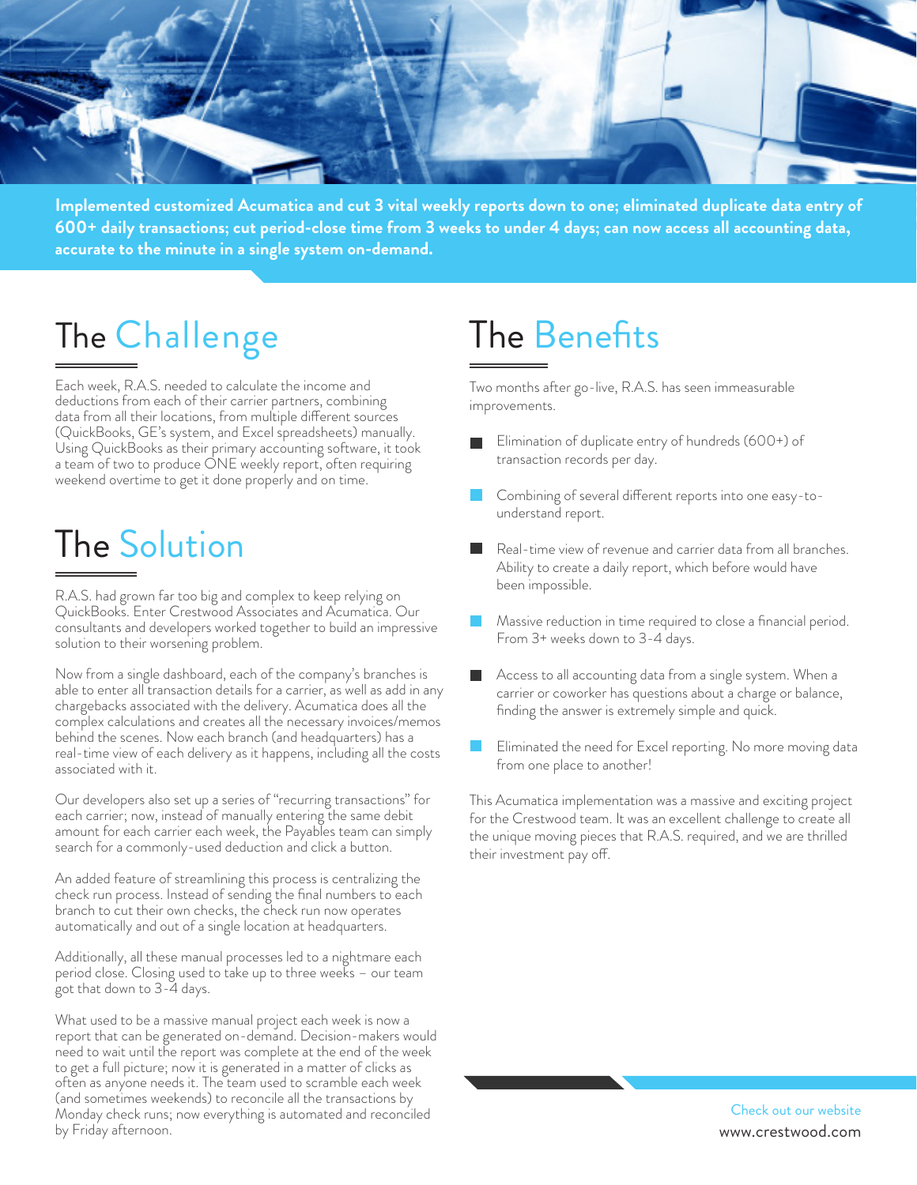**Implemented customized Acumatica and cut 3 vital weekly reports down to one; eliminated duplicate data entry of 600+ daily transactions; cut period-close time from 3 weeks to under 4 days; can now access all accounting data, accurate to the minute in a single system on-demand.**

## The Challenge

Each week, R.A.S. needed to calculate the income and deductions from each of their carrier partners, combining data from all their locations, from multiple different sources (QuickBooks, GE's system, and Excel spreadsheets) manually. Using QuickBooks as their primary accounting software, it took a team of two to produce ONE weekly report, often requiring weekend overtime to get it done properly and on time.

## The Solution

R.A.S. had grown far too big and complex to keep relying on QuickBooks. Enter Crestwood Associates and Acumatica. Our consultants and developers worked together to build an impressive solution to their worsening problem.

Now from a single dashboard, each of the company's branches is able to enter all transaction details for a carrier, as well as add in any chargebacks associated with the delivery. Acumatica does all the complex calculations and creates all the necessary invoices/memos behind the scenes. Now each branch (and headquarters) has a real-time view of each delivery as it happens, including all the costs associated with it.

Our developers also set up a series of "recurring transactions" for each carrier; now, instead of manually entering the same debit amount for each carrier each week, the Payables team can simply search for a commonly-used deduction and click a button.

An added feature of streamlining this process is centralizing the check run process. Instead of sending the final numbers to each branch to cut their own checks, the check run now operates automatically and out of a single location at headquarters.

Additionally, all these manual processes led to a nightmare each period close. Closing used to take up to three weeks – our team got that down to 3-4 days.

What used to be a massive manual project each week is now a report that can be generated on-demand. Decision-makers would need to wait until the report was complete at the end of the week to get a full picture; now it is generated in a matter of clicks as often as anyone needs it. The team used to scramble each week (and sometimes weekends) to reconcile all the transactions by Monday check runs; now everything is automated and reconciled by Friday afternoon.

## The Benefits

Two months after go-live, R.A.S. has seen immeasurable improvements.

- Elimination of duplicate entry of hundreds (600+) of transaction records per day.
- Combining of several different reports into one easy-to-understand report.
- Real-time view of revenue and carrier data from all branches. Ability to create a daily report, which before would have been impossible.
- Massive reduction in time required to close a financial period. From 3+ weeks down to 3-4 days.
- Access to all accounting data from a single system. When a carrier or coworker has questions about a charge or balance, finding the answer is extremely simple and quick.
- Eliminated the need for Excel reporting. No more moving data from one place to another!

This Acumatica implementation was a massive and exciting project for the Crestwood team. It was an excellent challenge to create all the unique moving pieces that R.A.S. required, and we are thrilled their investment pay off.

Check out our website
www.crestwood.com